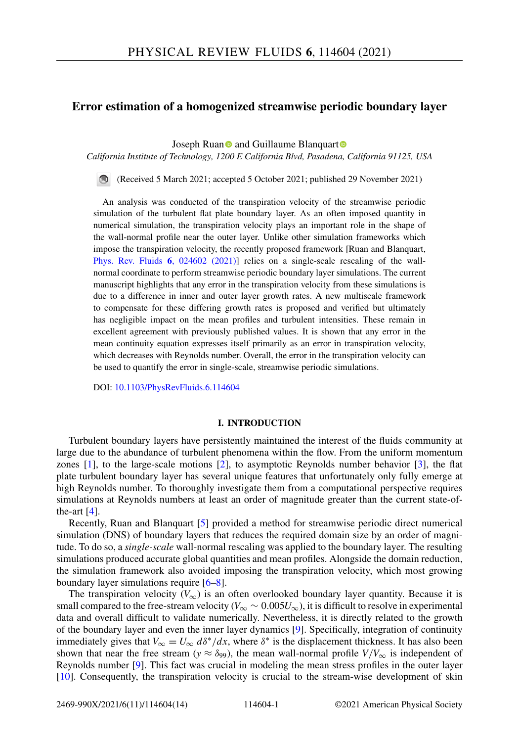# Error estimation of a homogenized streamwise periodic boundary layer

Joseph Ruan and Guillaume Blanquart

*California Institute of Technology, 1200 E California Blvd, Pasadena, California 91125, USA*

(Received 5 March 2021; accepted 5 October 2021; published 29 November 2021)

An analysis was conducted of the transpiration velocity of the streamwise periodic simulation of the turbulent flat plate boundary layer. As an often imposed quantity in numerical simulation, the transpiration velocity plays an important role in the shape of the wall-normal profile near the outer layer. Unlike other simulation frameworks which impose the transpiration velocity, the recently proposed framework [Ruan and Blanquart, Phys. Rev. Fluids **6**, 024602 (2021)] relies on a single-scale rescaling of the wall-normal coordinate to perform streamwise periodic boundary layer simulations. The current manuscript highlights that any error in the transpiration velocity from these simulations is due to a difference in inner and outer layer growth rates. A new multiscale framework to compensate for these differing growth rates is proposed and verified but ultimately has negligible impact on the mean profiles and turbulent intensities. These remain in excellent agreement with previously published values. It is shown that any error in the mean continuity equation expresses itself primarily as an error in transpiration velocity, which decreases with Reynolds number. Overall, the error in the transpiration velocity can be used to quantify the error in single-scale, streamwise periodic simulations.

DOI: 10.1103/PhysRevFluids.6.114604

## I. INTRODUCTION

Turbulent boundary layers have persistently maintained the interest of the fluids community at large due to the abundance of turbulent phenomena within the flow. From the uniform momentum zones [1], to the large-scale motions [2], to asymptotic Reynolds number behavior [3], the flat plate turbulent boundary layer has several unique features that unfortunately only fully emerge at high Reynolds number. To thoroughly investigate them from a computational perspective requires simulations at Reynolds numbers at least an order of magnitude greater than the current state-of-the-art [4].

Recently, Ruan and Blanquart [5] provided a method for streamwise periodic direct numerical simulation (DNS) of boundary layers that reduces the required domain size by an order of magnitude. To do so, a *single-scale* wall-normal rescaling was applied to the boundary layer. The resulting simulations produced accurate global quantities and mean profiles. Alongside the domain reduction, the simulation framework also avoided imposing the transpiration velocity, which most growing boundary layer simulations require [6–8].

The transpiration velocity ($V_\infty$) is an often overlooked boundary layer quantity. Because it is small compared to the free-stream velocity ($V_\infty \sim 0.005U_\infty$), it is difficult to resolve in experimental data and overall difficult to validate numerically. Nevertheless, it is directly related to the growth of the boundary layer and even the inner layer dynamics [9]. Specifically, integration of continuity immediately gives that $V_\infty = U_\infty \, d\delta^*/dx$, where $\delta^*$ is the displacement thickness. It has also been shown that near the free stream ($y \approx \delta_{99}$), the mean wall-normal profile $V/V_\infty$ is independent of Reynolds number [9]. This fact was crucial in modeling the mean stress profiles in the outer layer [10]. Consequently, the transpiration velocity is crucial to the stream-wise development of skin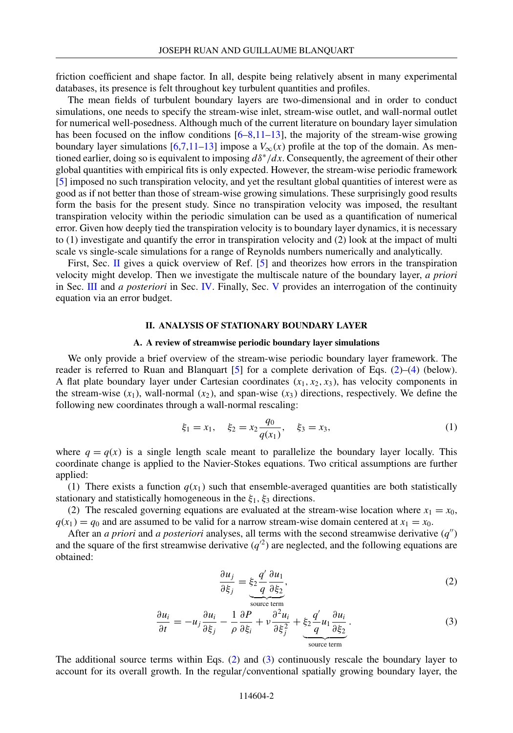friction coefficient and shape factor. In all, despite being relatively absent in many experimental databases, its presence is felt throughout key turbulent quantities and profiles.

The mean fields of turbulent boundary layers are two-dimensional and in order to conduct simulations, one needs to specify the stream-wise inlet, stream-wise outlet, and wall-normal outlet for numerical well-posedness. Although much of the current literature on boundary layer simulation has been focused on the inflow conditions [6–8,11–13], the majority of the stream-wise growing boundary layer simulations [6,7,11–13] impose a $V_\infty(x)$ profile at the top of the domain. As mentioned earlier, doing so is equivalent to imposing $d\delta^*/dx$. Consequently, the agreement of their other global quantities with empirical fits is only expected. However, the stream-wise periodic framework [5] imposed no such transpiration velocity, and yet the resultant global quantities of interest were as good as if not better than those of stream-wise growing simulations. These surprisingly good results form the basis for the present study. Since no transpiration velocity was imposed, the resultant transpiration velocity within the periodic simulation can be used as a quantification of numerical error. Given how deeply tied the transpiration velocity is to boundary layer dynamics, it is necessary to (1) investigate and quantify the error in transpiration velocity and (2) look at the impact of multi scale vs single-scale simulations for a range of Reynolds numbers numerically and analytically.

First, Sec. II gives a quick overview of Ref. [5] and theorizes how errors in the transpiration velocity might develop. Then we investigate the multiscale nature of the boundary layer, *a priori* in Sec. III and *a posteriori* in Sec. IV. Finally, Sec. V provides an interrogation of the continuity equation via an error budget.

## II. ANALYSIS OF STATIONARY BOUNDARY LAYER

### A. A review of streamwise periodic boundary layer simulations

We only provide a brief overview of the stream-wise periodic boundary layer framework. The reader is referred to Ruan and Blanquart [5] for a complete derivation of Eqs. (2)–(4) (below). A flat plate boundary layer under Cartesian coordinates $(x_1, x_2, x_3)$, has velocity components in the stream-wise ($x_1$), wall-normal ($x_2$), and span-wise ($x_3$) directions, respectively. We define the following new coordinates through a wall-normal rescaling:

$$\xi_1 = x_1, \quad \xi_2 = x_2\frac{q_0}{q(x_1)}, \quad \xi_3 = x_3, \tag{1}$$

where $q = q(x)$ is a single length scale meant to parallelize the boundary layer locally. This coordinate change is applied to the Navier-Stokes equations. Two critical assumptions are further applied:

(1) There exists a function $q(x_1)$ such that ensemble-averaged quantities are both statistically stationary and statistically homogeneous in the $\xi_1, \xi_3$ directions.

(2) The rescaled governing equations are evaluated at the stream-wise location where $x_1 = x_0$, $q(x_1) = q_0$ and are assumed to be valid for a narrow stream-wise domain centered at $x_1 = x_0$.

After an *a priori* and *a posteriori* analyses, all terms with the second streamwise derivative ($q''$) and the square of the first streamwise derivative ($q'^2$) are neglected, and the following equations are obtained:

$$\frac{\partial u_j}{\partial \xi_j} = \underbrace{\xi_2 \frac{q'}{q}\frac{\partial u_1}{\partial \xi_2}}_{\text{source term}}, \tag{2}$$

$$\frac{\partial u_i}{\partial t} = -u_j\frac{\partial u_i}{\partial \xi_j} - \frac{1}{\rho}\frac{\partial P}{\partial \xi_i} + \nu\frac{\partial^2 u_i}{\partial \xi_j^2} + \underbrace{\xi_2\frac{q'}{q}u_1\frac{\partial u_i}{\partial \xi_2}}_{\text{source term}}. \tag{3}$$

The additional source terms within Eqs. (2) and (3) continuously rescale the boundary layer to account for its overall growth. In the regular/conventional spatially growing boundary layer, the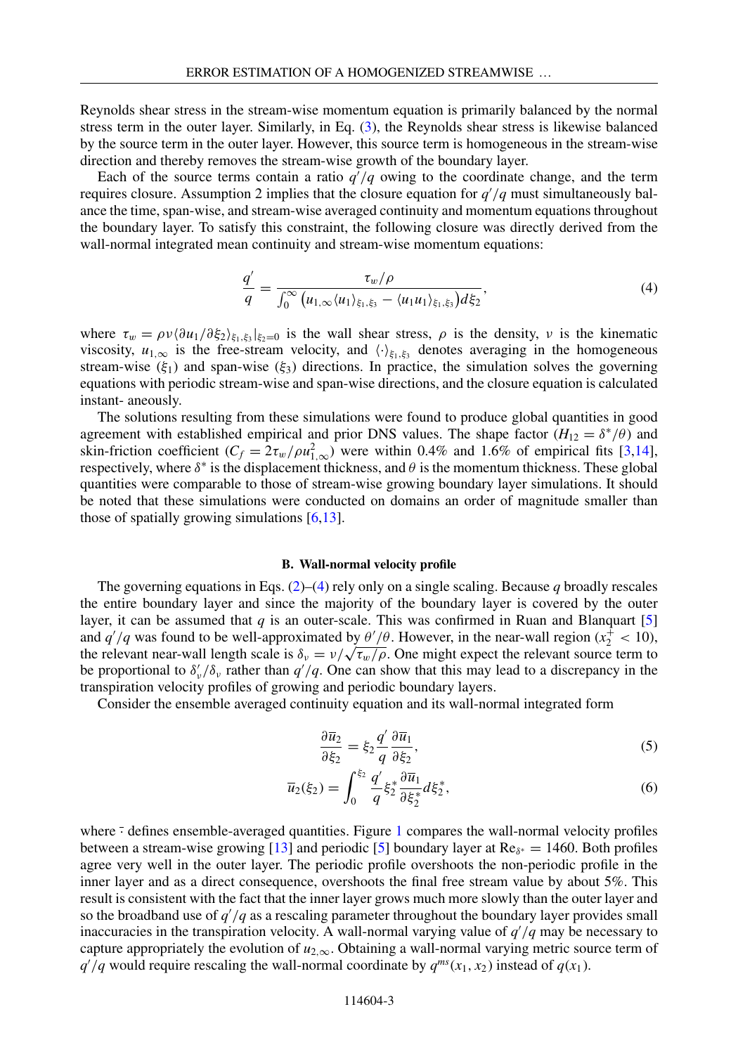Reynolds shear stress in the stream-wise momentum equation is primarily balanced by the normal stress term in the outer layer. Similarly, in Eq. (3), the Reynolds shear stress is likewise balanced by the source term in the outer layer. However, this source term is homogeneous in the stream-wise direction and thereby removes the stream-wise growth of the boundary layer.

Each of the source terms contain a ratio $q'/q$ owing to the coordinate change, and the term requires closure. Assumption 2 implies that the closure equation for $q'/q$ must simultaneously balance the time, span-wise, and stream-wise averaged continuity and momentum equations throughout the boundary layer. To satisfy this constraint, the following closure was directly derived from the wall-normal integrated mean continuity and stream-wise momentum equations:

$$\frac{q'}{q} = \frac{\tau_w/\rho}{\int_0^\infty \left(u_{1,\infty}\langle u_1\rangle_{\xi_1,\xi_3} - \langle u_1 u_1\rangle_{\xi_1,\xi_3}\right) d\xi_2}, \tag{4}$$

where $\tau_w = \rho\nu\langle \partial u_1/\partial \xi_2\rangle_{\xi_1,\xi_3}|_{\xi_2=0}$ is the wall shear stress, $\rho$ is the density, $\nu$ is the kinematic viscosity, $u_{1,\infty}$ is the free-stream velocity, and $\langle\cdot\rangle_{\xi_1,\xi_3}$ denotes averaging in the homogeneous stream-wise ($\xi_1$) and span-wise ($\xi_3$) directions. In practice, the simulation solves the governing equations with periodic stream-wise and span-wise directions, and the closure equation is calculated instant- aneously.

The solutions resulting from these simulations were found to produce global quantities in good agreement with established empirical and prior DNS values. The shape factor ($H_{12} = \delta^*/\theta$) and skin-friction coefficient ($C_f = 2\tau_w/\rho u_{1,\infty}^2$) were within 0.4% and 1.6% of empirical fits [3,14], respectively, where $\delta^*$ is the displacement thickness, and $\theta$ is the momentum thickness. These global quantities were comparable to those of stream-wise growing boundary layer simulations. It should be noted that these simulations were conducted on domains an order of magnitude smaller than those of spatially growing simulations [6,13].

### B. Wall-normal velocity profile

The governing equations in Eqs. (2)–(4) rely only on a single scaling. Because $q$ broadly rescales the entire boundary layer and since the majority of the boundary layer is covered by the outer layer, it can be assumed that $q$ is an outer-scale. This was confirmed in Ruan and Blanquart [5] and $q'/q$ was found to be well-approximated by $\theta'/\theta$. However, in the near-wall region ($x_2^+ < 10$), the relevant near-wall length scale is $\delta_\nu = \nu/\sqrt{\tau_w/\rho}$. One might expect the relevant source term to be proportional to $\delta_\nu'/\delta_\nu$ rather than $q'/q$. One can show that this may lead to a discrepancy in the transpiration velocity profiles of growing and periodic boundary layers.

Consider the ensemble averaged continuity equation and its wall-normal integrated form

$$\frac{\partial \overline{u}_2}{\partial \xi_2} = \xi_2 \frac{q'}{q}\frac{\partial \overline{u}_1}{\partial \xi_2}, \tag{5}$$

$$\overline{u}_2(\xi_2) = \int_0^{\xi_2} \frac{q'}{q}\xi_2^* \frac{\partial \overline{u}_1}{\partial \xi_2^*} d\xi_2^*, \tag{6}$$

where $\bar{\cdot}$ defines ensemble-averaged quantities. Figure 1 compares the wall-normal velocity profiles between a stream-wise growing [13] and periodic [5] boundary layer at $\mathrm{Re}_{\delta^*} = 1460$. Both profiles agree very well in the outer layer. The periodic profile overshoots the non-periodic profile in the inner layer and as a direct consequence, overshoots the final free stream value by about 5%. This result is consistent with the fact that the inner layer grows much more slowly than the outer layer and so the broadband use of $q'/q$ as a rescaling parameter throughout the boundary layer provides small inaccuracies in the transpiration velocity. A wall-normal varying value of $q'/q$ may be necessary to capture appropriately the evolution of $u_{2,\infty}$. Obtaining a wall-normal varying metric source term of $q'/q$ would require rescaling the wall-normal coordinate by $q^{ms}(x_1, x_2)$ instead of $q(x_1)$.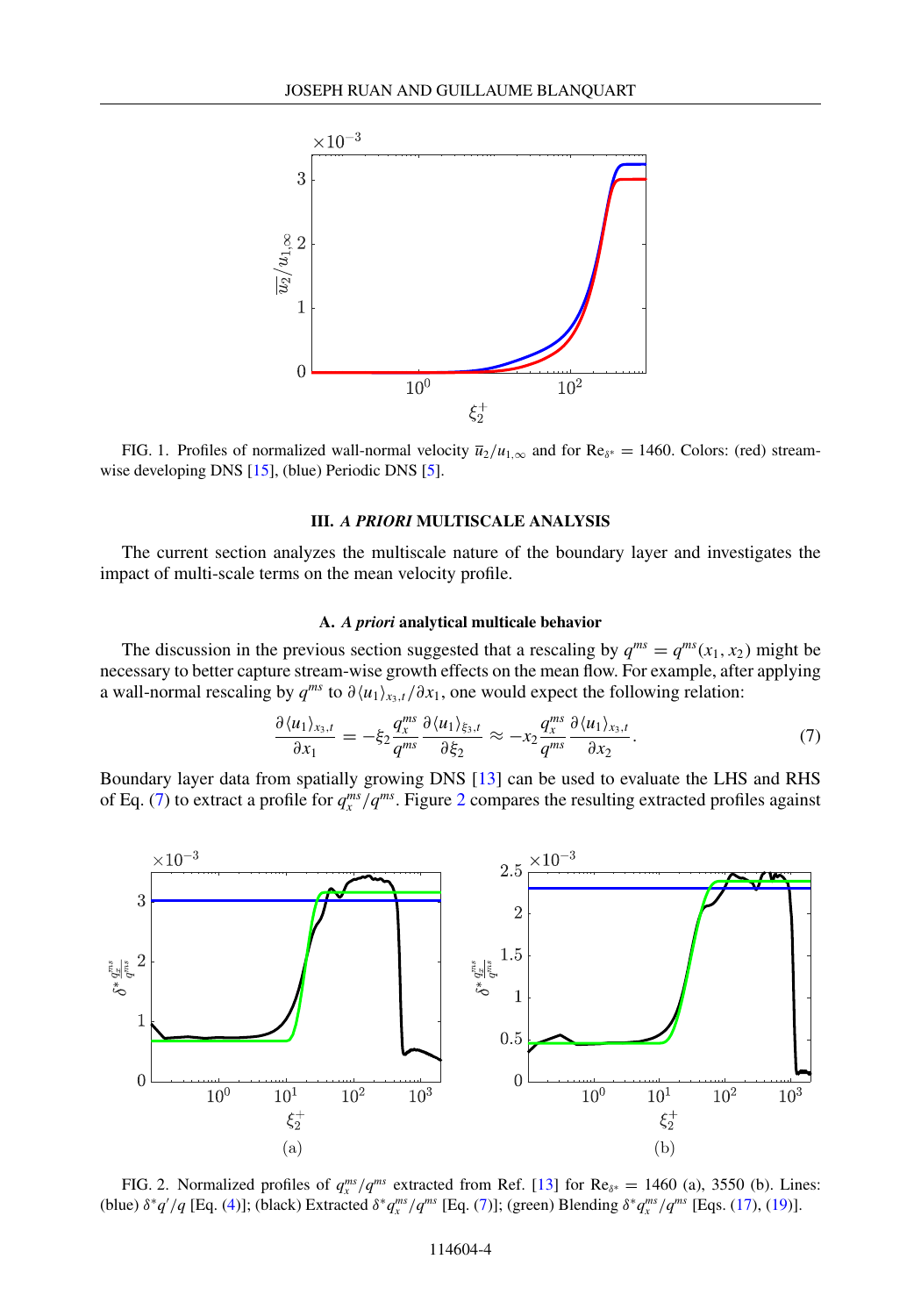FIG. 1. Profiles of normalized wall-normal velocity $\overline{u}_2/u_{1,\infty}$ and for $\mathrm{Re}_{\delta^*} = 1460$. Colors: (red) stream-wise developing DNS [15], (blue) Periodic DNS [5].

### III. *A PRIORI* MULTISCALE ANALYSIS

The current section analyzes the multiscale nature of the boundary layer and investigates the impact of multi-scale terms on the mean velocity profile.

#### A. *A priori* analytical multicale behavior

The discussion in the previous section suggested that a rescaling by $q^{ms} = q^{ms}(x_1, x_2)$ might be necessary to better capture stream-wise growth effects on the mean flow. For example, after applying a wall-normal rescaling by $q^{ms}$ to $\partial \langle u_1 \rangle_{x_3,t}/\partial x_1$, one would expect the following relation:

$$\frac{\partial \langle u_1 \rangle_{x_3,t}}{\partial x_1} = -\xi_2 \frac{q_x^{ms}}{q^{ms}} \frac{\partial \langle u_1 \rangle_{\xi_3,t}}{\partial \xi_2} \approx -x_2 \frac{q_x^{ms}}{q^{ms}} \frac{\partial \langle u_1 \rangle_{x_3,t}}{\partial x_2}. \tag{7}$$

Boundary layer data from spatially growing DNS [13] can be used to evaluate the LHS and RHS of Eq. (7) to extract a profile for $q_x^{ms}/q^{ms}$. Figure 2 compares the resulting extracted profiles against

FIG. 2. Normalized profiles of $q_x^{ms}/q^{ms}$ extracted from Ref. [13] for $\mathrm{Re}_{\delta^*} = 1460$ (a), 3550 (b). Lines: (blue) $\delta^* q'/q$ [Eq. (4)]; (black) Extracted $\delta^* q_x^{ms}/q^{ms}$ [Eq. (7)]; (green) Blending $\delta^* q_x^{ms}/q^{ms}$ [Eqs. (17), (19)].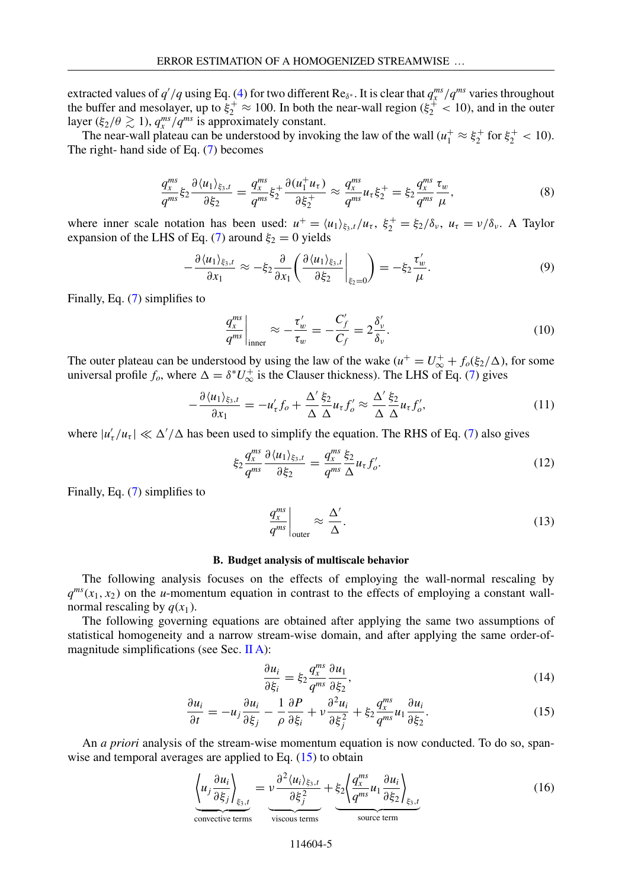extracted values of $q'/q$ using Eq. (4) for two different $\mathrm{Re}_{\delta^*}$. It is clear that $q_x^{ms}/q^{ms}$ varies throughout the buffer and mesolayer, up to $\xi_2^+ \approx 100$. In both the near-wall region ($\xi_2^+ < 10$), and in the outer layer ($\xi_2/\theta \gtrsim 1$), $q_x^{ms}/q^{ms}$ is approximately constant.

The near-wall plateau can be understood by invoking the law of the wall ($u_1^+ \approx \xi_2^+$ for $\xi_2^+ < 10$). The right- hand side of Eq. (7) becomes

$$\frac{q_x^{ms}}{q^{ms}}\xi_2\frac{\partial\langle u_1\rangle_{\xi_3,t}}{\partial\xi_2} = \frac{q_x^{ms}}{q^{ms}}\xi_2^+\frac{\partial(u_1^+u_\tau)}{\partial\xi_2^+} \approx \frac{q_x^{ms}}{q^{ms}}u_\tau\xi_2^+ = \xi_2\frac{q_x^{ms}}{q^{ms}}\frac{\tau_w}{\mu}, \tag{8}$$

where inner scale notation has been used: $u^+ = \langle u_1\rangle_{\xi_3,t}/u_\tau,\ \xi_2^+ = \xi_2/\delta_\nu,\ u_\tau = \nu/\delta_\nu$. A Taylor expansion of the LHS of Eq. (7) around $\xi_2 = 0$ yields

$$-\frac{\partial\langle u_1\rangle_{\xi_3,t}}{\partial x_1} \approx -\xi_2\frac{\partial}{\partial x_1}\left(\left.\frac{\partial\langle u_1\rangle_{\xi_3,t}}{\partial\xi_2}\right|_{\xi_2=0}\right) = -\xi_2\frac{\tau_w'}{\mu}. \tag{9}$$

Finally, Eq. (7) simplifies to

$$\left.\frac{q_x^{ms}}{q^{ms}}\right|_{\text{inner}} \approx -\frac{\tau_w'}{\tau_w} = -\frac{C_f'}{C_f} = 2\frac{\delta_\nu'}{\delta_\nu}. \tag{10}$$

The outer plateau can be understood by using the law of the wake ($u^+ = U_\infty^+ + f_o(\xi_2/\Delta)$, for some universal profile $f_o$, where $\Delta = \delta^* U_\infty^+$ is the Clauser thickness). The LHS of Eq. (7) gives

$$-\frac{\partial\langle u_1\rangle_{\xi_3,t}}{\partial x_1} = -u_\tau' f_o + \frac{\Delta'}{\Delta}\frac{\xi_2}{\Delta}u_\tau f_o' \approx \frac{\Delta'}{\Delta}\frac{\xi_2}{\Delta}u_\tau f_o', \tag{11}$$

where $|u_\tau'/u_\tau| \ll \Delta'/\Delta$ has been used to simplify the equation. The RHS of Eq. (7) also gives

$$\xi_2\frac{q_x^{ms}}{q^{ms}}\frac{\partial\langle u_1\rangle_{\xi_3,t}}{\partial\xi_2} = \frac{q_x^{ms}}{q^{ms}}\frac{\xi_2}{\Delta}u_\tau f_o'. \tag{12}$$

Finally, Eq. (7) simplifies to

$$\left.\frac{q_x^{ms}}{q^{ms}}\right|_{\text{outer}} \approx \frac{\Delta'}{\Delta}. \tag{13}$$

### B. Budget analysis of multiscale behavior

The following analysis focuses on the effects of employing the wall-normal rescaling by $q^{ms}(x_1, x_2)$ on the $u$-momentum equation in contrast to the effects of employing a constant wall-normal rescaling by $q(x_1)$.

The following governing equations are obtained after applying the same two assumptions of statistical homogeneity and a narrow stream-wise domain, and after applying the same order-of-magnitude simplifications (see Sec. II A):

$$\frac{\partial u_i}{\partial\xi_i} = \xi_2\frac{q_x^{ms}}{q^{ms}}\frac{\partial u_1}{\partial\xi_2}, \tag{14}$$

$$\frac{\partial u_i}{\partial t} = -u_j\frac{\partial u_i}{\partial\xi_j} - \frac{1}{\rho}\frac{\partial P}{\partial\xi_i} + \nu\frac{\partial^2 u_i}{\partial\xi_j^2} + \xi_2\frac{q_x^{ms}}{q^{ms}}u_1\frac{\partial u_i}{\partial\xi_2}. \tag{15}$$

An *a priori* analysis of the stream-wise momentum equation is now conducted. To do so, span-wise and temporal averages are applied to Eq. (15) to obtain

$$\underbrace{\left\langle u_j\frac{\partial u_i}{\partial\xi_j}\right\rangle_{\xi_3,t}}_{\text{convective terms}} = \underbrace{\nu\frac{\partial^2\langle u_i\rangle_{\xi_3,t}}{\partial\xi_j^2}}_{\text{viscous terms}} + \underbrace{\xi_2\left\langle\frac{q_x^{ms}}{q^{ms}}u_1\frac{\partial u_i}{\partial\xi_2}\right\rangle_{\xi_3,t}}_{\text{source term}} \tag{16}$$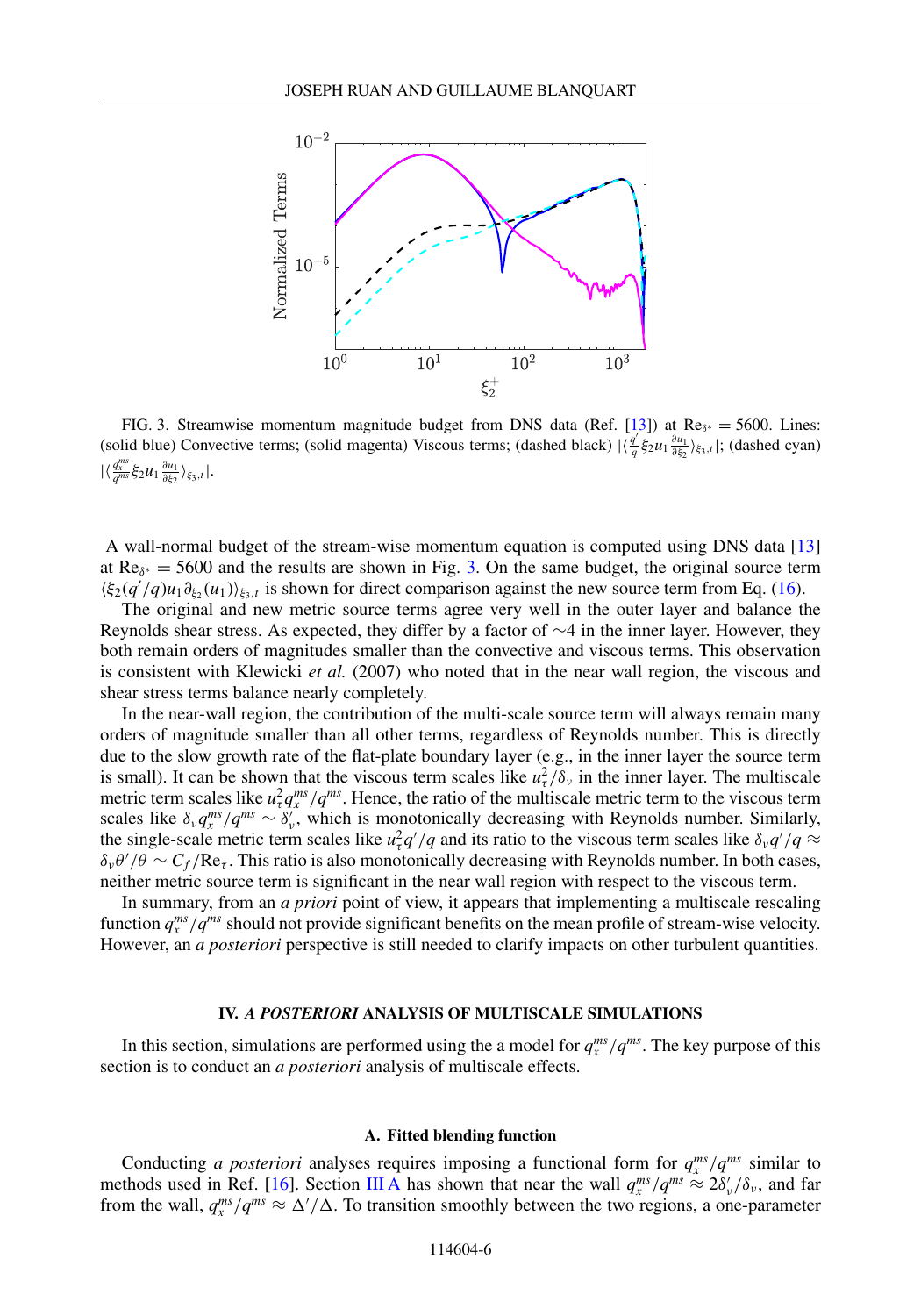FIG. 3. Streamwise momentum magnitude budget from DNS data (Ref. [13]) at $\mathrm{Re}_{\delta^*} = 5600$. Lines: (solid blue) Convective terms; (solid magenta) Viscous terms; (dashed black) $|\langle \frac{q'}{q}\xi_2 u_1 \frac{\partial u_1}{\partial \xi_2}\rangle_{\xi_3,t}|$; (dashed cyan) $|\langle \frac{q_x^{ms}}{q^{ms}}\xi_2 u_1 \frac{\partial u_1}{\partial \xi_2}\rangle_{\xi_3,t}|$.

A wall-normal budget of the stream-wise momentum equation is computed using DNS data [13] at $\mathrm{Re}_{\delta^*} = 5600$ and the results are shown in Fig. 3. On the same budget, the original source term $\langle \xi_2(q'/q)u_1\partial_{\xi_2}(u_1)\rangle_{\xi_3,t}$ is shown for direct comparison against the new source term from Eq. (16).

The original and new metric source terms agree very well in the outer layer and balance the Reynolds shear stress. As expected, they differ by a factor of $\sim$4 in the inner layer. However, they both remain orders of magnitudes smaller than the convective and viscous terms. This observation is consistent with Klewicki *et al.* (2007) who noted that in the near wall region, the viscous and shear stress terms balance nearly completely.

In the near-wall region, the contribution of the multi-scale source term will always remain many orders of magnitude smaller than all other terms, regardless of Reynolds number. This is directly due to the slow growth rate of the flat-plate boundary layer (e.g., in the inner layer the source term is small). It can be shown that the viscous term scales like $u_\tau^2/\delta_\nu$ in the inner layer. The multiscale metric term scales like $u_\tau^2 q_x^{ms}/q^{ms}$. Hence, the ratio of the multiscale metric term to the viscous term scales like $\delta_\nu q_x^{ms}/q^{ms} \sim \delta_\nu'$, which is monotonically decreasing with Reynolds number. Similarly, the single-scale metric term scales like $u_\tau^2 q'/q$ and its ratio to the viscous term scales like $\delta_\nu q'/q \approx \delta_\nu\theta'/\theta \sim C_f/\mathrm{Re}_\tau$. This ratio is also monotonically decreasing with Reynolds number. In both cases, neither metric source term is significant in the near wall region with respect to the viscous term.

In summary, from an *a priori* point of view, it appears that implementing a multiscale rescaling function $q_x^{ms}/q^{ms}$ should not provide significant benefits on the mean profile of stream-wise velocity. However, an *a posteriori* perspective is still needed to clarify impacts on other turbulent quantities.

## IV. *A POSTERIORI* ANALYSIS OF MULTISCALE SIMULATIONS

In this section, simulations are performed using the a model for $q_x^{ms}/q^{ms}$. The key purpose of this section is to conduct an *a posteriori* analysis of multiscale effects.

### A. Fitted blending function

Conducting *a posteriori* analyses requires imposing a functional form for $q_x^{ms}/q^{ms}$ similar to methods used in Ref. [16]. Section III A has shown that near the wall $q_x^{ms}/q^{ms} \approx 2\delta_\nu'/\delta_\nu$, and far from the wall, $q_x^{ms}/q^{ms} \approx \Delta'/\Delta$. To transition smoothly between the two regions, a one-parameter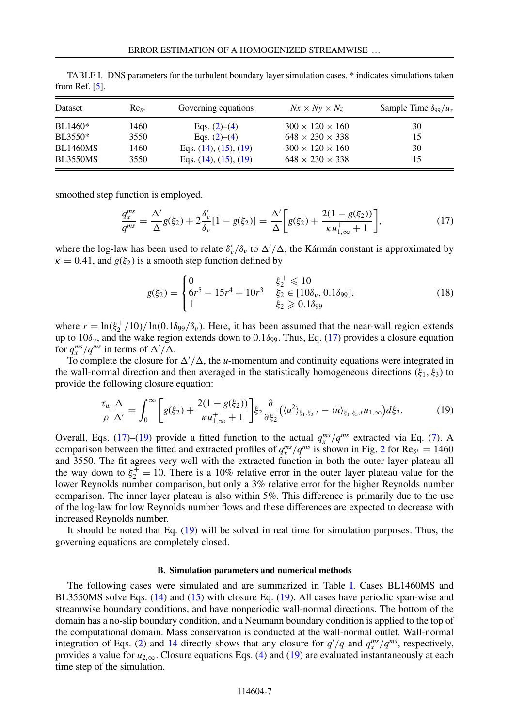TABLE I. DNS parameters for the turbulent boundary layer simulation cases. * indicates simulations taken from Ref. [5].

| Dataset | $\mathrm{Re}_{\delta^*}$ | Governing equations | $Nx \times Ny \times Nz$ | Sample Time $\delta_{99}/u_\tau$ |
|---|---|---|---|---|
| BL1460* | 1460 | Eqs. (2)–(4) | $300 \times 120 \times 160$ | 30 |
| BL3550* | 3550 | Eqs. (2)–(4) | $648 \times 230 \times 338$ | 15 |
| BL1460MS | 1460 | Eqs. (14), (15), (19) | $300 \times 120 \times 160$ | 30 |
| BL3550MS | 3550 | Eqs. (14), (15), (19) | $648 \times 230 \times 338$ | 15 |

smoothed step function is employed.

$$\frac{q_x^{ms}}{q^{ms}} = \frac{\Delta'}{\Delta} g(\xi_2) + 2\frac{\delta_\nu'}{\delta_\nu}[1 - g(\xi_2)] = \frac{\Delta'}{\Delta}\left[g(\xi_2) + \frac{2(1 - g(\xi_2))}{\kappa u_{1,\infty}^+ + 1}\right], \tag{17}$$

where the log-law has been used to relate $\delta_\nu'/\delta_\nu$ to $\Delta'/\Delta$, the Kármán constant is approximated by $\kappa = 0.41$, and $g(\xi_2)$ is a smooth step function defined by

$$g(\xi_2) = \begin{cases} 0 & \xi_2^+ \leqslant 10 \\ 6r^5 - 15r^4 + 10r^3 & \xi_2 \in [10\delta_\nu, 0.1\delta_{99}], \\ 1 & \xi_2 \geqslant 0.1\delta_{99} \end{cases} \tag{18}$$

where $r = \ln(\xi_2^+/10)/\ln(0.1\delta_{99}/\delta_\nu)$. Here, it has been assumed that the near-wall region extends up to $10\delta_\nu$, and the wake region extends down to $0.1\delta_{99}$. Thus, Eq. (17) provides a closure equation for $q_x^{ms}/q^{ms}$ in terms of $\Delta'/\Delta$.

To complete the closure for $\Delta'/\Delta$, the $u$-momentum and continuity equations were integrated in the wall-normal direction and then averaged in the statistically homogeneous directions $(\xi_1, \xi_3)$ to provide the following closure equation:

$$\frac{\tau_w}{\rho}\frac{\Delta}{\Delta'} = \int_0^\infty \left[g(\xi_2) + \frac{2(1 - g(\xi_2))}{\kappa u_{1,\infty}^+ + 1}\right]\xi_2 \frac{\partial}{\partial \xi_2}\left(\langle u^2\rangle_{\xi_1,\xi_3,t} - \langle u\rangle_{\xi_1,\xi_3,t} u_{1,\infty}\right) d\xi_2. \tag{19}$$

Overall, Eqs. (17)–(19) provide a fitted function to the actual $q_x^{ms}/q^{ms}$ extracted via Eq. (7). A comparison between the fitted and extracted profiles of $q_x^{ms}/q^{ms}$ is shown in Fig. 2 for $\mathrm{Re}_{\delta^*} = 1460$ and 3550. The fit agrees very well with the extracted function in both the outer layer plateau all the way down to $\xi_2^+ = 10$. There is a 10% relative error in the outer layer plateau value for the lower Reynolds number comparison, but only a 3% relative error for the higher Reynolds number comparison. The inner layer plateau is also within 5%. This difference is primarily due to the use of the log-law for low Reynolds number flows and these differences are expected to decrease with increased Reynolds number.

It should be noted that Eq. (19) will be solved in real time for simulation purposes. Thus, the governing equations are completely closed.

### B. Simulation parameters and numerical methods

The following cases were simulated and are summarized in Table I. Cases BL1460MS and BL3550MS solve Eqs. (14) and (15) with closure Eq. (19). All cases have periodic span-wise and streamwise boundary conditions, and have nonperiodic wall-normal directions. The bottom of the domain has a no-slip boundary condition, and a Neumann boundary condition is applied to the top of the computational domain. Mass conservation is conducted at the wall-normal outlet. Wall-normal integration of Eqs. (2) and 14 directly shows that any closure for $q'/q$ and $q_x^{ms}/q^{ms}$, respectively, provides a value for $u_{2,\infty}$. Closure equations Eqs. (4) and (19) are evaluated instantaneously at each time step of the simulation.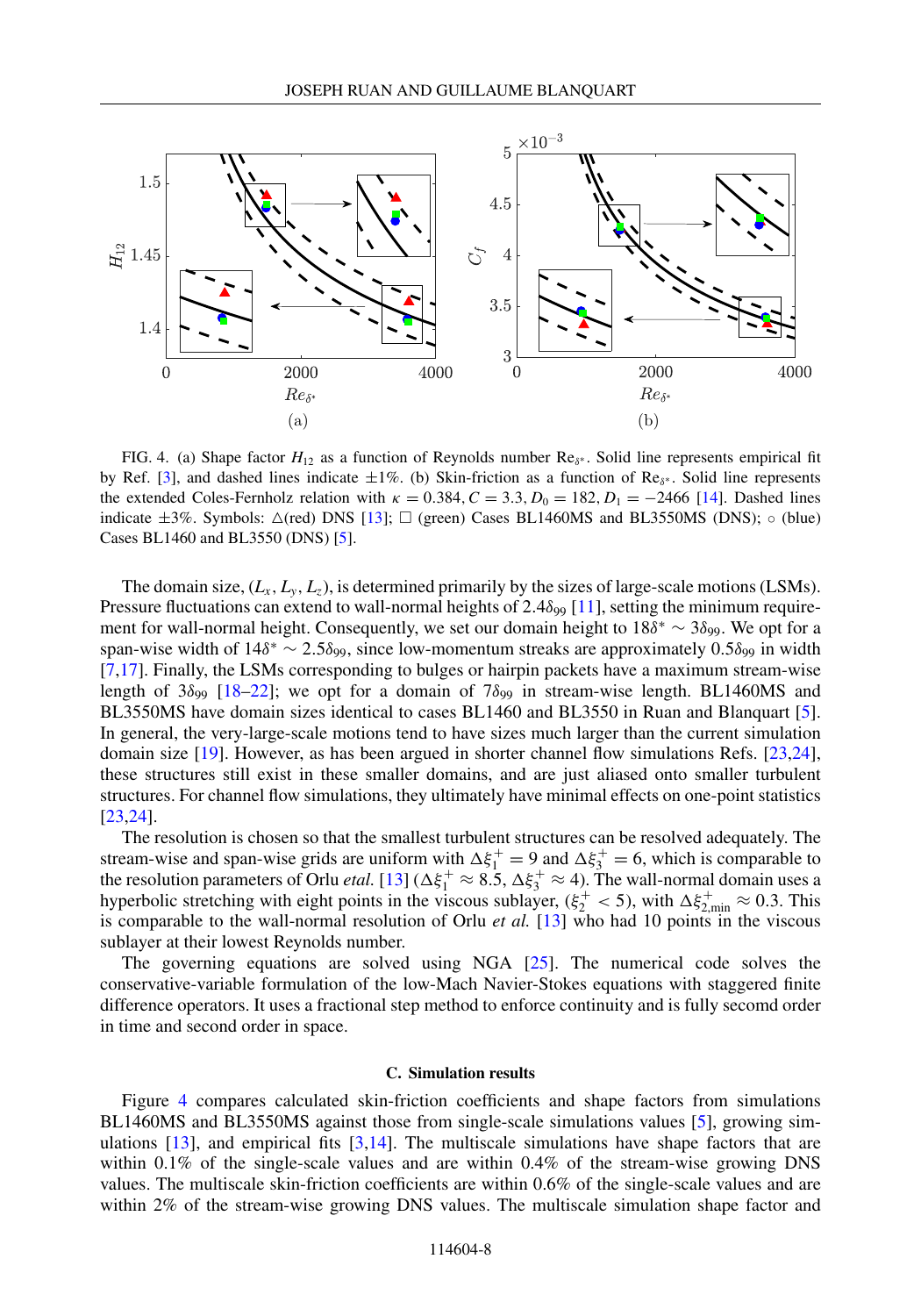FIG. 4. (a) Shape factor $H_{12}$ as a function of Reynolds number $\mathrm{Re}_{\delta^*}$. Solid line represents empirical fit by Ref. [3], and dashed lines indicate ±1%. (b) Skin-friction as a function of $\mathrm{Re}_{\delta^*}$. Solid line represents the extended Coles-Fernholz relation with $\kappa = 0.384, C = 3.3, D_0 = 182, D_1 = -2466$ [14]. Dashed lines indicate ±3%. Symbols: △(red) DNS [13]; □ (green) Cases BL1460MS and BL3550MS (DNS); ○ (blue) Cases BL1460 and BL3550 (DNS) [5].

The domain size, $(L_x, L_y, L_z)$, is determined primarily by the sizes of large-scale motions (LSMs). Pressure fluctuations can extend to wall-normal heights of $2.4\delta_{99}$ [11], setting the minimum requirement for wall-normal height. Consequently, we set our domain height to $18\delta^* \sim 3\delta_{99}$. We opt for a span-wise width of $14\delta^* \sim 2.5\delta_{99}$, since low-momentum streaks are approximately $0.5\delta_{99}$ in width [7,17]. Finally, the LSMs corresponding to bulges or hairpin packets have a maximum stream-wise length of $3\delta_{99}$ [18–22]; we opt for a domain of $7\delta_{99}$ in stream-wise length. BL1460MS and BL3550MS have domain sizes identical to cases BL1460 and BL3550 in Ruan and Blanquart [5]. In general, the very-large-scale motions tend to have sizes much larger than the current simulation domain size [19]. However, as has been argued in shorter channel flow simulations Refs. [23,24], these structures still exist in these smaller domains, and are just aliased onto smaller turbulent structures. For channel flow simulations, they ultimately have minimal effects on one-point statistics [23,24].

The resolution is chosen so that the smallest turbulent structures can be resolved adequately. The stream-wise and span-wise grids are uniform with $\Delta\xi_1^+ = 9$ and $\Delta\xi_3^+ = 6$, which is comparable to the resolution parameters of Orlu *etal.* [13] ($\Delta\xi_1^+ \approx 8.5$, $\Delta\xi_3^+ \approx 4$). The wall-normal domain uses a hyperbolic stretching with eight points in the viscous sublayer, ($\xi_2^+ < 5$), with $\Delta\xi_{2,\min}^+ \approx 0.3$. This is comparable to the wall-normal resolution of Orlu *et al.* [13] who had 10 points in the viscous sublayer at their lowest Reynolds number.

The governing equations are solved using NGA [25]. The numerical code solves the conservative-variable formulation of the low-Mach Navier-Stokes equations with staggered finite difference operators. It uses a fractional step method to enforce continuity and is fully secomd order in time and second order in space.

### C. Simulation results

Figure 4 compares calculated skin-friction coefficients and shape factors from simulations BL1460MS and BL3550MS against those from single-scale simulations values [5], growing simulations [13], and empirical fits [3,14]. The multiscale simulations have shape factors that are within 0.1% of the single-scale values and are within 0.4% of the stream-wise growing DNS values. The multiscale skin-friction coefficients are within 0.6% of the single-scale values and are within 2% of the stream-wise growing DNS values. The multiscale simulation shape factor and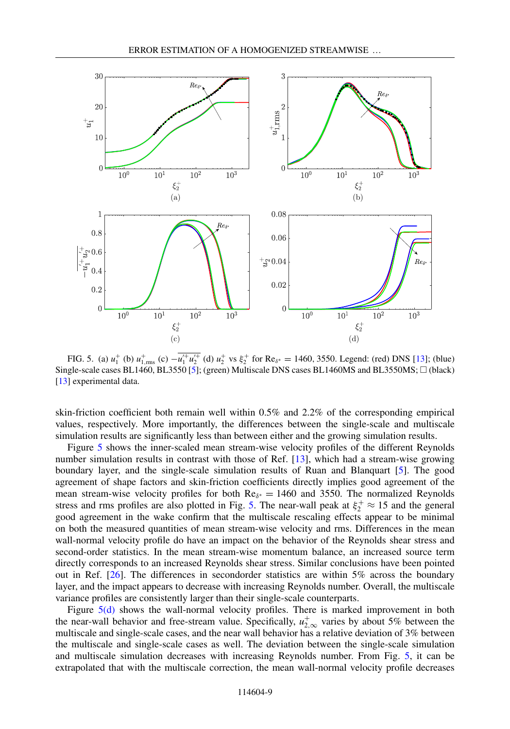FIG. 5. (a) $u_1^+$ (b) $u_{1,\mathrm{rms}}^+$ (c) $-\overline{u_1'^+ u_2'^+}$ (d) $u_2^+$ vs $\xi_2^+$ for $\mathrm{Re}_{\delta^*} = 1460, 3550$. Legend: (red) DNS [13]; (blue) Single-scale cases BL1460, BL3550 [5]; (green) Multiscale DNS cases BL1460MS and BL3550MS; $\square$ (black) [13] experimental data.

skin-friction coefficient both remain well within 0.5% and 2.2% of the corresponding empirical values, respectively. More importantly, the differences between the single-scale and multiscale simulation results are significantly less than between either and the growing simulation results.

Figure 5 shows the inner-scaled mean stream-wise velocity profiles of the different Reynolds number simulation results in contrast with those of Ref. [13], which had a stream-wise growing boundary layer, and the single-scale simulation results of Ruan and Blanquart [5]. The good agreement of shape factors and skin-friction coefficients directly implies good agreement of the mean stream-wise velocity profiles for both $\mathrm{Re}_{\delta^*} = 1460$ and 3550. The normalized Reynolds stress and rms profiles are also plotted in Fig. 5. The near-wall peak at $\xi_2^+ \approx 15$ and the general good agreement in the wake confirm that the multiscale rescaling effects appear to be minimal on both the measured quantities of mean stream-wise velocity and rms. Differences in the mean wall-normal velocity profile do have an impact on the behavior of the Reynolds shear stress and second-order statistics. In the mean stream-wise momentum balance, an increased source term directly corresponds to an increased Reynolds shear stress. Similar conclusions have been pointed out in Ref. [26]. The differences in secondorder statistics are within 5% across the boundary layer, and the impact appears to decrease with increasing Reynolds number. Overall, the multiscale variance profiles are consistently larger than their single-scale counterparts.

Figure 5(d) shows the wall-normal velocity profiles. There is marked improvement in both the near-wall behavior and free-stream value. Specifically, $u_{2,\infty}^+$ varies by about 5% between the multiscale and single-scale cases, and the near wall behavior has a relative deviation of 3% between the multiscale and single-scale cases as well. The deviation between the single-scale simulation and multiscale simulation decreases with increasing Reynolds number. From Fig. 5, it can be extrapolated that with the multiscale correction, the mean wall-normal velocity profile decreases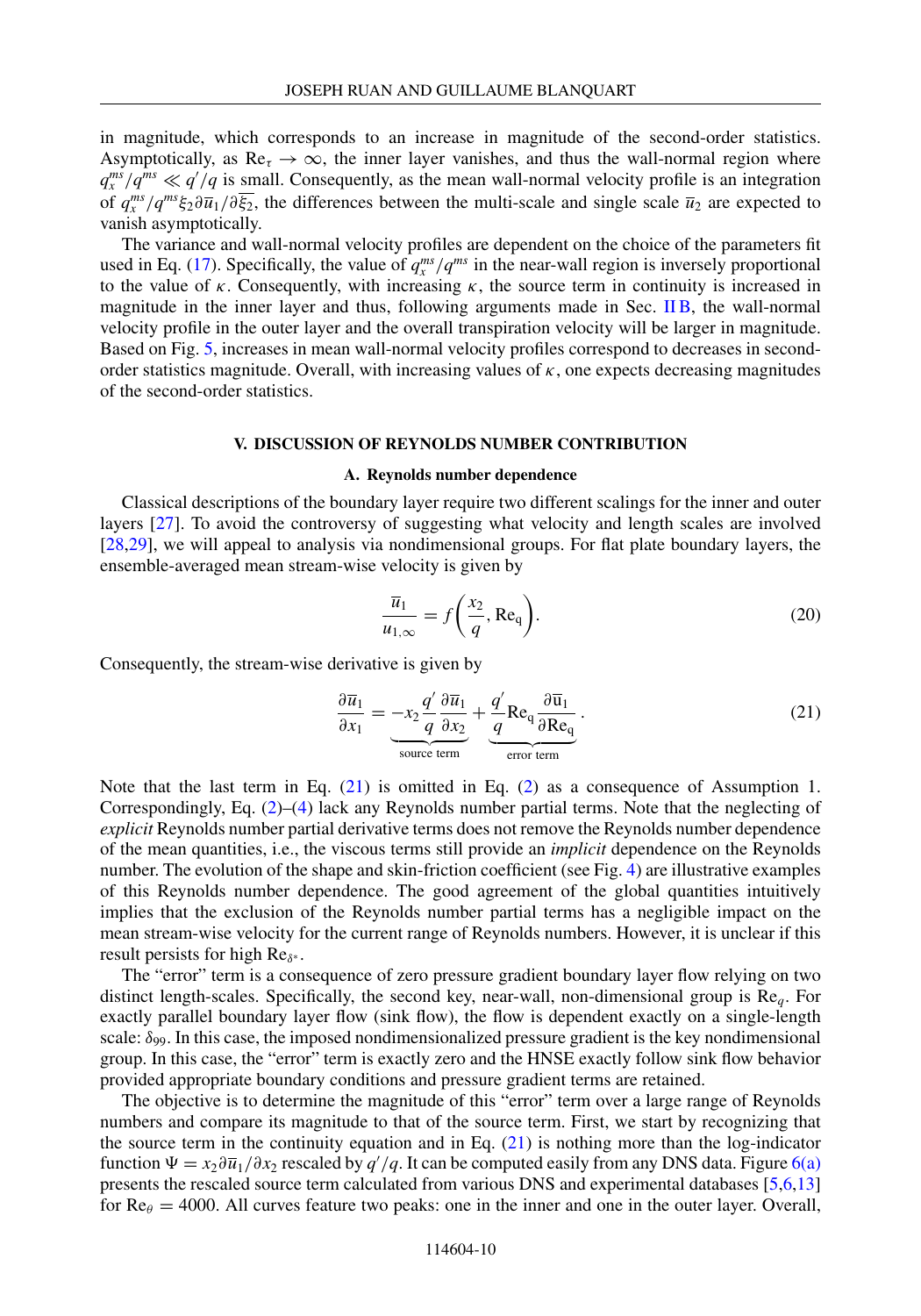in magnitude, which corresponds to an increase in magnitude of the second-order statistics. Asymptotically, as $\mathrm{Re}_\tau \to \infty$, the inner layer vanishes, and thus the wall-normal region where $q_x^{ms}/q^{ms} \ll q'/q$ is small. Consequently, as the mean wall-normal velocity profile is an integration of $q_x^{ms}/q^{ms}\xi_2\partial\overline{u}_1/\partial\overline{\xi_2}$, the differences between the multi-scale and single scale $\overline{u}_2$ are expected to vanish asymptotically.

The variance and wall-normal velocity profiles are dependent on the choice of the parameters fit used in Eq. (17). Specifically, the value of $q_x^{ms}/q^{ms}$ in the near-wall region is inversely proportional to the value of $\kappa$. Consequently, with increasing $\kappa$, the source term in continuity is increased in magnitude in the inner layer and thus, following arguments made in Sec. II B, the wall-normal velocity profile in the outer layer and the overall transpiration velocity will be larger in magnitude. Based on Fig. 5, increases in mean wall-normal velocity profiles correspond to decreases in second-order statistics magnitude. Overall, with increasing values of $\kappa$, one expects decreasing magnitudes of the second-order statistics.

## V. DISCUSSION OF REYNOLDS NUMBER CONTRIBUTION

### A. Reynolds number dependence

Classical descriptions of the boundary layer require two different scalings for the inner and outer layers [27]. To avoid the controversy of suggesting what velocity and length scales are involved [28,29], we will appeal to analysis via nondimensional groups. For flat plate boundary layers, the ensemble-averaged mean stream-wise velocity is given by

$$\frac{\overline{u}_1}{u_{1,\infty}} = f\left(\frac{x_2}{q}, \mathrm{Re}_\mathrm{q}\right). \tag{20}$$

Consequently, the stream-wise derivative is given by

$$\frac{\partial\overline{u}_1}{\partial x_1} = \underbrace{-x_2\frac{q'}{q}\frac{\partial\overline{u}_1}{\partial x_2}}_{\text{source term}} + \underbrace{\frac{q'}{q}\mathrm{Re}_\mathrm{q}\frac{\partial\overline{u}_1}{\partial\mathrm{Re}_\mathrm{q}}}_{\text{error term}}. \tag{21}$$

Note that the last term in Eq. (21) is omitted in Eq. (2) as a consequence of Assumption 1. Correspondingly, Eq. (2)–(4) lack any Reynolds number partial terms. Note that the neglecting of *explicit* Reynolds number partial derivative terms does not remove the Reynolds number dependence of the mean quantities, i.e., the viscous terms still provide an *implicit* dependence on the Reynolds number. The evolution of the shape and skin-friction coefficient (see Fig. 4) are illustrative examples of this Reynolds number dependence. The good agreement of the global quantities intuitively implies that the exclusion of the Reynolds number partial terms has a negligible impact on the mean stream-wise velocity for the current range of Reynolds numbers. However, it is unclear if this result persists for high $\mathrm{Re}_{\delta^*}$.

The "error" term is a consequence of zero pressure gradient boundary layer flow relying on two distinct length-scales. Specifically, the second key, near-wall, non-dimensional group is $\mathrm{Re}_q$. For exactly parallel boundary layer flow (sink flow), the flow is dependent exactly on a single-length scale: $\delta_{99}$. In this case, the imposed nondimensionalized pressure gradient is the key nondimensional group. In this case, the "error" term is exactly zero and the HNSE exactly follow sink flow behavior provided appropriate boundary conditions and pressure gradient terms are retained.

The objective is to determine the magnitude of this "error" term over a large range of Reynolds numbers and compare its magnitude to that of the source term. First, we start by recognizing that the source term in the continuity equation and in Eq. (21) is nothing more than the log-indicator function $\Psi = x_2\partial\overline{u}_1/\partial x_2$ rescaled by $q'/q$. It can be computed easily from any DNS data. Figure 6(a) presents the rescaled source term calculated from various DNS and experimental databases [5,6,13] for $\mathrm{Re}_\theta = 4000$. All curves feature two peaks: one in the inner and one in the outer layer. Overall,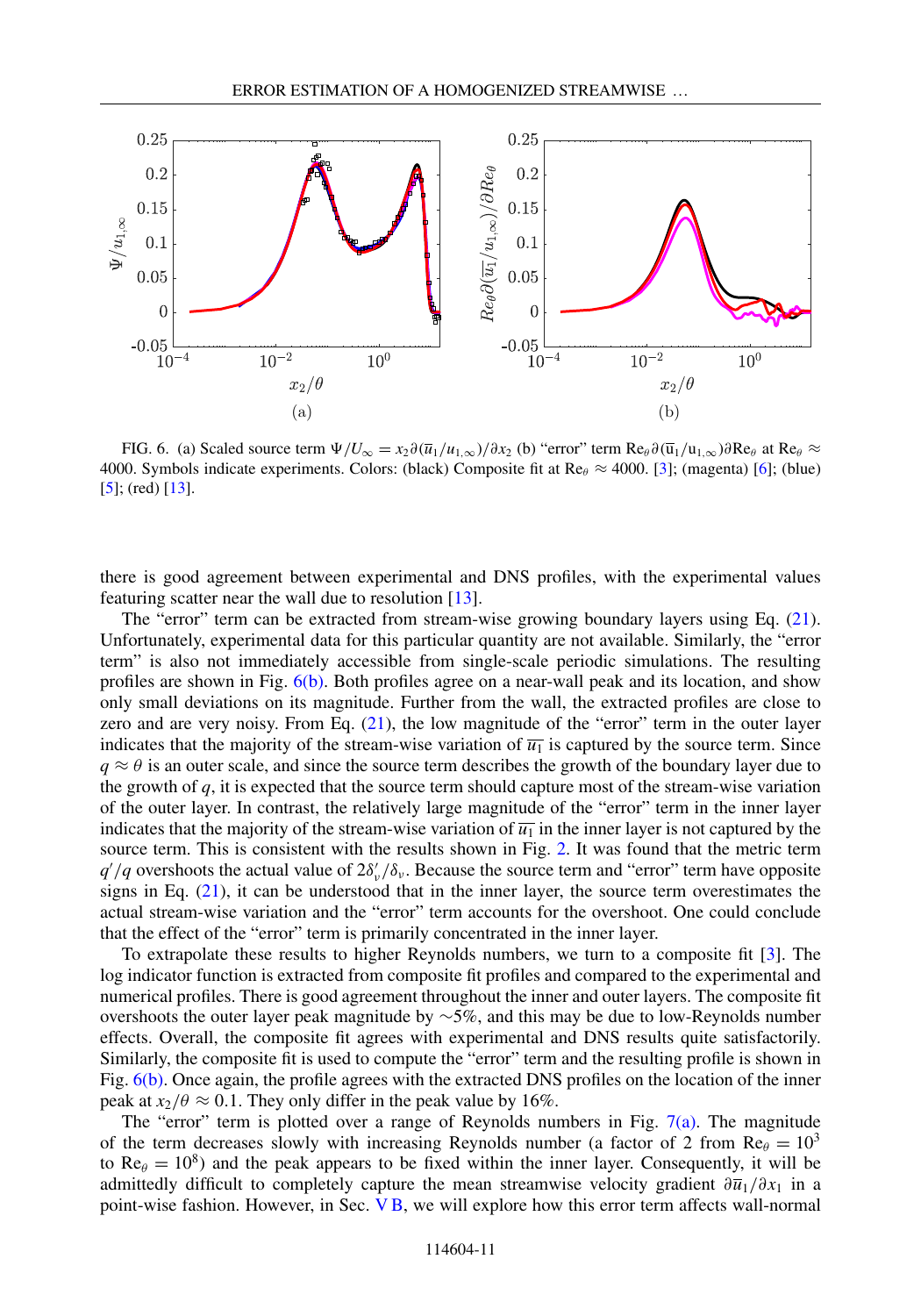FIG. 6. (a) Scaled source term $\Psi/U_\infty = x_2\partial(\overline{u}_1/u_{1,\infty})/\partial x_2$ (b) "error" term $\mathrm{Re}_\theta\partial(\overline{\mathrm{u}}_1/\mathrm{u}_{1,\infty})\partial\mathrm{Re}_\theta$ at $\mathrm{Re}_\theta \approx 4000$. Symbols indicate experiments. Colors: (black) Composite fit at $\mathrm{Re}_\theta \approx 4000$. [3]; (magenta) [6]; (blue) [5]; (red) [13].

there is good agreement between experimental and DNS profiles, with the experimental values featuring scatter near the wall due to resolution [13].

The "error" term can be extracted from stream-wise growing boundary layers using Eq. (21). Unfortunately, experimental data for this particular quantity are not available. Similarly, the "error term" is also not immediately accessible from single-scale periodic simulations. The resulting profiles are shown in Fig. 6(b). Both profiles agree on a near-wall peak and its location, and show only small deviations on its magnitude. Further from the wall, the extracted profiles are close to zero and are very noisy. From Eq. (21), the low magnitude of the "error" term in the outer layer indicates that the majority of the stream-wise variation of $\overline{u_1}$ is captured by the source term. Since $q \approx \theta$ is an outer scale, and since the source term describes the growth of the boundary layer due to the growth of $q$, it is expected that the source term should capture most of the stream-wise variation of the outer layer. In contrast, the relatively large magnitude of the "error" term in the inner layer indicates that the majority of the stream-wise variation of $\overline{u_1}$ in the inner layer is not captured by the source term. This is consistent with the results shown in Fig. 2. It was found that the metric term $q'/q$ overshoots the actual value of $2\delta_\nu'/\delta_\nu$. Because the source term and "error" term have opposite signs in Eq. (21), it can be understood that in the inner layer, the source term overestimates the actual stream-wise variation and the "error" term accounts for the overshoot. One could conclude that the effect of the "error" term is primarily concentrated in the inner layer.

To extrapolate these results to higher Reynolds numbers, we turn to a composite fit [3]. The log indicator function is extracted from composite fit profiles and compared to the experimental and numerical profiles. There is good agreement throughout the inner and outer layers. The composite fit overshoots the outer layer peak magnitude by ~5%, and this may be due to low-Reynolds number effects. Overall, the composite fit agrees with experimental and DNS results quite satisfactorily. Similarly, the composite fit is used to compute the "error" term and the resulting profile is shown in Fig. 6(b). Once again, the profile agrees with the extracted DNS profiles on the location of the inner peak at $x_2/\theta \approx 0.1$. They only differ in the peak value by 16%.

The "error" term is plotted over a range of Reynolds numbers in Fig. 7(a). The magnitude of the term decreases slowly with increasing Reynolds number (a factor of 2 from $\mathrm{Re}_\theta = 10^3$ to $\mathrm{Re}_\theta = 10^8$) and the peak appears to be fixed within the inner layer. Consequently, it will be admittedly difficult to completely capture the mean streamwise velocity gradient $\partial\overline{u}_1/\partial x_1$ in a point-wise fashion. However, in Sec. V B, we will explore how this error term affects wall-normal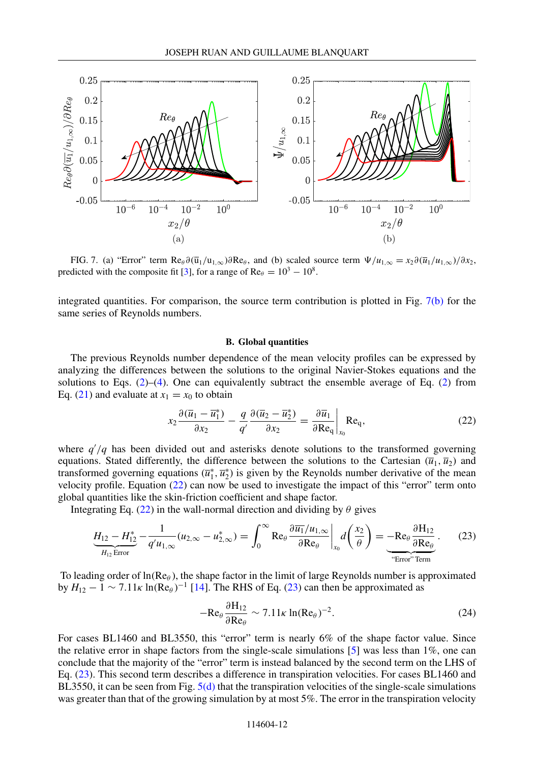FIG. 7. (a) "Error" term $\mathrm{Re}_\theta \partial(\overline{u}_1/u_{1,\infty})\partial \mathrm{Re}_\theta$, and (b) scaled source term $\Psi/u_{1,\infty} = x_2 \partial(\overline{u}_1/u_{1,\infty})/\partial x_2$, predicted with the composite fit [3], for a range of $\mathrm{Re}_\theta = 10^3 - 10^8$.

integrated quantities. For comparison, the source term contribution is plotted in Fig. 7(b) for the same series of Reynolds numbers.

### B. Global quantities

The previous Reynolds number dependence of the mean velocity profiles can be expressed by analyzing the differences between the solutions to the original Navier-Stokes equations and the solutions to Eqs. (2)–(4). One can equivalently subtract the ensemble average of Eq. (2) from Eq. (21) and evaluate at $x_1 = x_0$ to obtain

$$x_2 \frac{\partial(\overline{u}_1 - \overline{u}_1^*)}{\partial x_2} - \frac{q}{q'} \frac{\partial(\overline{u}_2 - \overline{u}_2^*)}{\partial x_2} = \left.\frac{\partial \overline{u}_1}{\partial \mathrm{Re_q}}\right|_{x_0} \mathrm{Re_q}, \tag{22}$$

where $q'/q$ has been divided out and asterisks denote solutions to the transformed governing equations. Stated differently, the difference between the solutions to the Cartesian $(\overline{u}_1, \overline{u}_2)$ and transformed governing equations $(\overline{u}_1^*, \overline{u}_2^*)$ is given by the Reynolds number derivative of the mean velocity profile. Equation (22) can now be used to investigate the impact of this "error" term onto global quantities like the skin-friction coefficient and shape factor.

Integrating Eq. (22) in the wall-normal direction and dividing by $\theta$ gives

$$\underbrace{H_{12} - H_{12}^*}_{H_{12}\,\text{Error}} - \frac{1}{q' u_{1,\infty}}(u_{2,\infty} - u_{2,\infty}^*) = \int_0^\infty \mathrm{Re}_\theta \left.\frac{\partial \overline{u_1}/u_{1,\infty}}{\partial \mathrm{Re}_\theta}\right|_{x_0} d\left(\frac{x_2}{\theta}\right) = \underbrace{-\mathrm{Re}_\theta \frac{\partial \mathrm{H}_{12}}{\partial \mathrm{Re}_\theta}}_{\text{"Error" Term}}. \tag{23}$$

To leading order of $\ln(\mathrm{Re}_\theta)$, the shape factor in the limit of large Reynolds number is approximated by $H_{12} - 1 \sim 7.11\kappa \ln(\mathrm{Re}_\theta)^{-1}$ [14]. The RHS of Eq. (23) can then be approximated as

$$-\mathrm{Re}_\theta \frac{\partial \mathrm{H}_{12}}{\partial \mathrm{Re}_\theta} \sim 7.11\kappa \ln(\mathrm{Re}_\theta)^{-2}. \tag{24}$$

For cases BL1460 and BL3550, this "error" term is nearly 6% of the shape factor value. Since the relative error in shape factors from the single-scale simulations [5] was less than 1%, one can conclude that the majority of the "error" term is instead balanced by the second term on the LHS of Eq. (23). This second term describes a difference in transpiration velocities. For cases BL1460 and BL3550, it can be seen from Fig. 5(d) that the transpiration velocities of the single-scale simulations was greater than that of the growing simulation by at most 5%. The error in the transpiration velocity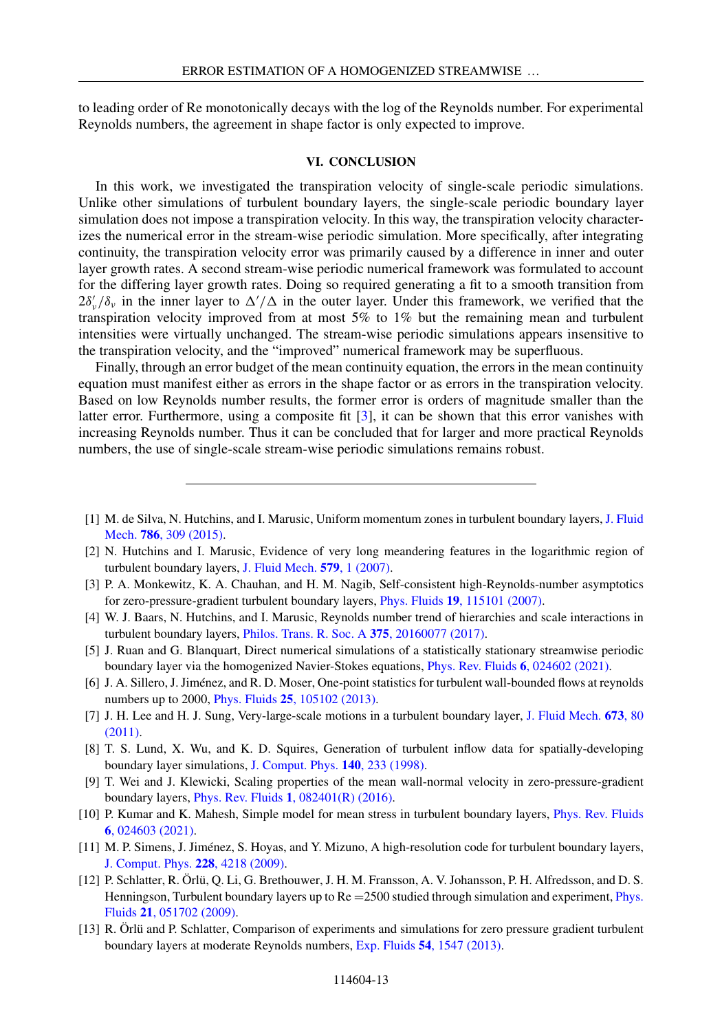to leading order of Re monotonically decays with the log of the Reynolds number. For experimental Reynolds numbers, the agreement in shape factor is only expected to improve.

## VI. CONCLUSION

In this work, we investigated the transpiration velocity of single-scale periodic simulations. Unlike other simulations of turbulent boundary layers, the single-scale periodic boundary layer simulation does not impose a transpiration velocity. In this way, the transpiration velocity characterizes the numerical error in the stream-wise periodic simulation. More specifically, after integrating continuity, the transpiration velocity error was primarily caused by a difference in inner and outer layer growth rates. A second stream-wise periodic numerical framework was formulated to account for the differing layer growth rates. Doing so required generating a fit to a smooth transition from $2\delta_\nu'/\delta_\nu$ in the inner layer to $\Delta'/\Delta$ in the outer layer. Under this framework, we verified that the transpiration velocity improved from at most 5% to 1% but the remaining mean and turbulent intensities were virtually unchanged. The stream-wise periodic simulations appears insensitive to the transpiration velocity, and the "improved" numerical framework may be superfluous.

Finally, through an error budget of the mean continuity equation, the errors in the mean continuity equation must manifest either as errors in the shape factor or as errors in the transpiration velocity. Based on low Reynolds number results, the former error is orders of magnitude smaller than the latter error. Furthermore, using a composite fit [3], it can be shown that this error vanishes with increasing Reynolds number. Thus it can be concluded that for larger and more practical Reynolds numbers, the use of single-scale stream-wise periodic simulations remains robust.

---

[1] M. de Silva, N. Hutchins, and I. Marusic, Uniform momentum zones in turbulent boundary layers, J. Fluid Mech. **786**, 309 (2015).

[2] N. Hutchins and I. Marusic, Evidence of very long meandering features in the logarithmic region of turbulent boundary layers, J. Fluid Mech. **579**, 1 (2007).

[3] P. A. Monkewitz, K. A. Chauhan, and H. M. Nagib, Self-consistent high-Reynolds-number asymptotics for zero-pressure-gradient turbulent boundary layers, Phys. Fluids **19**, 115101 (2007).

[4] W. J. Baars, N. Hutchins, and I. Marusic, Reynolds number trend of hierarchies and scale interactions in turbulent boundary layers, Philos. Trans. R. Soc. A **375**, 20160077 (2017).

[5] J. Ruan and G. Blanquart, Direct numerical simulations of a statistically stationary streamwise periodic boundary layer via the homogenized Navier-Stokes equations, Phys. Rev. Fluids **6**, 024602 (2021).

[6] J. A. Sillero, J. Jiménez, and R. D. Moser, One-point statistics for turbulent wall-bounded flows at reynolds numbers up to 2000, Phys. Fluids **25**, 105102 (2013).

[7] J. H. Lee and H. J. Sung, Very-large-scale motions in a turbulent boundary layer, J. Fluid Mech. **673**, 80 (2011).

[8] T. S. Lund, X. Wu, and K. D. Squires, Generation of turbulent inflow data for spatially-developing boundary layer simulations, J. Comput. Phys. **140**, 233 (1998).

[9] T. Wei and J. Klewicki, Scaling properties of the mean wall-normal velocity in zero-pressure-gradient boundary layers, Phys. Rev. Fluids **1**, 082401(R) (2016).

[10] P. Kumar and K. Mahesh, Simple model for mean stress in turbulent boundary layers, Phys. Rev. Fluids **6**, 024603 (2021).

[11] M. P. Simens, J. Jiménez, S. Hoyas, and Y. Mizuno, A high-resolution code for turbulent boundary layers, J. Comput. Phys. **228**, 4218 (2009).

[12] P. Schlatter, R. Örlü, Q. Li, G. Brethouwer, J. H. M. Fransson, A. V. Johansson, P. H. Alfredsson, and D. S. Henningson, Turbulent boundary layers up to Re =2500 studied through simulation and experiment, Phys. Fluids **21**, 051702 (2009).

[13] R. Örlü and P. Schlatter, Comparison of experiments and simulations for zero pressure gradient turbulent boundary layers at moderate Reynolds numbers, Exp. Fluids **54**, 1547 (2013).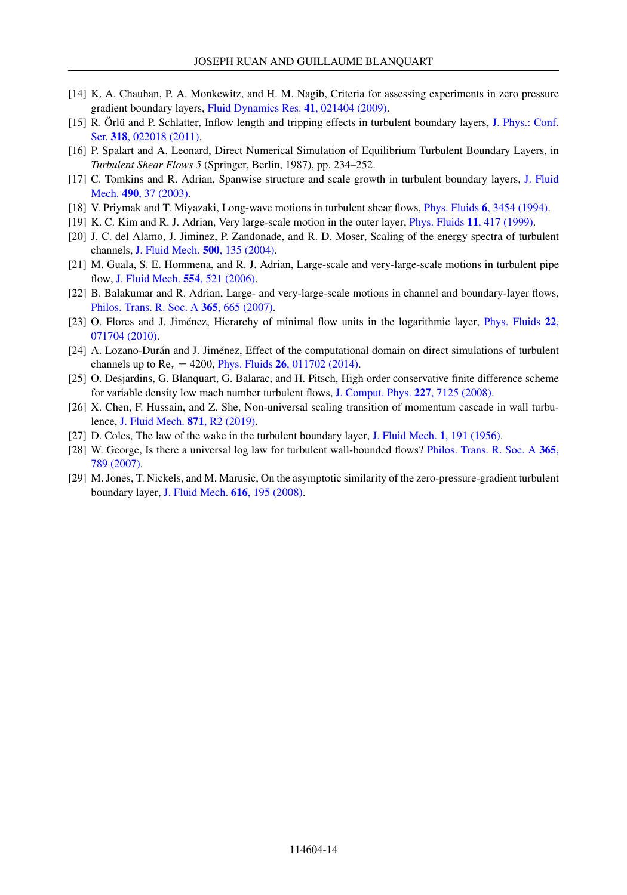[14] K. A. Chauhan, P. A. Monkewitz, and H. M. Nagib, Criteria for assessing experiments in zero pressure gradient boundary layers, Fluid Dynamics Res. **41**, 021404 (2009).

[15] R. Örlü and P. Schlatter, Inflow length and tripping effects in turbulent boundary layers, J. Phys.: Conf. Ser. **318**, 022018 (2011).

[16] P. Spalart and A. Leonard, Direct Numerical Simulation of Equilibrium Turbulent Boundary Layers, in *Turbulent Shear Flows 5* (Springer, Berlin, 1987), pp. 234–252.

[17] C. Tomkins and R. Adrian, Spanwise structure and scale growth in turbulent boundary layers, J. Fluid Mech. **490**, 37 (2003).

[18] V. Priymak and T. Miyazaki, Long-wave motions in turbulent shear flows, Phys. Fluids **6**, 3454 (1994).

[19] K. C. Kim and R. J. Adrian, Very large-scale motion in the outer layer, Phys. Fluids **11**, 417 (1999).

[20] J. C. del Alamo, J. Jiminez, P. Zandonade, and R. D. Moser, Scaling of the energy spectra of turbulent channels, J. Fluid Mech. **500**, 135 (2004).

[21] M. Guala, S. E. Hommena, and R. J. Adrian, Large-scale and very-large-scale motions in turbulent pipe flow, J. Fluid Mech. **554**, 521 (2006).

[22] B. Balakumar and R. Adrian, Large- and very-large-scale motions in channel and boundary-layer flows, Philos. Trans. R. Soc. A **365**, 665 (2007).

[23] O. Flores and J. Jiménez, Hierarchy of minimal flow units in the logarithmic layer, Phys. Fluids **22**, 071704 (2010).

[24] A. Lozano-Durán and J. Jiménez, Effect of the computational domain on direct simulations of turbulent channels up to $\mathrm{Re}_\tau = 4200$, Phys. Fluids **26**, 011702 (2014).

[25] O. Desjardins, G. Blanquart, G. Balarac, and H. Pitsch, High order conservative finite difference scheme for variable density low mach number turbulent flows, J. Comput. Phys. **227**, 7125 (2008).

[26] X. Chen, F. Hussain, and Z. She, Non-universal scaling transition of momentum cascade in wall turbulence, J. Fluid Mech. **871**, R2 (2019).

[27] D. Coles, The law of the wake in the turbulent boundary layer, J. Fluid Mech. **1**, 191 (1956).

[28] W. George, Is there a universal log law for turbulent wall-bounded flows? Philos. Trans. R. Soc. A **365**, 789 (2007).

[29] M. Jones, T. Nickels, and M. Marusic, On the asymptotic similarity of the zero-pressure-gradient turbulent boundary layer, J. Fluid Mech. **616**, 195 (2008).